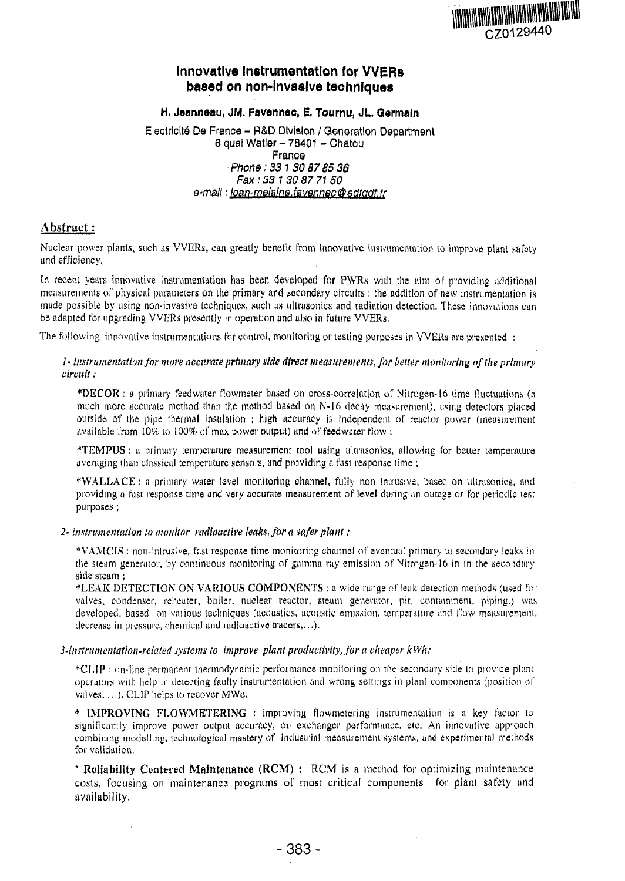CZ0129440

# Innovative Instrumentation for VVERs based on non-invasive techniques

**H. Jeanneau, JM. Favennec, E. Tournu, JL. Germain**

Electricité De France – R&D Division / Generation Department
6 quai Watier – 78401 – Chatou
France
*Phone : 33 1 30 87 85 36*
*Fax : 33 1 30 87 71 50*
*e-mail : jean-melaine.favennec@edfgdf.fr*

## Abstract :

Nuclear power plants, such as VVERs, can greatly benefit from innovative instrumentation to improve plant safety and efficiency.

In recent years innovative instrumentation has been developed for PWRs with the aim of providing additional measurements of physical parameters on the primary and secondary circuits : the addition of new instrumentation is made possible by using non-invasive techniques, such as ultrasonics and radiation detection. These innovations can be adapted for upgrading VVERs presently in operation and also in future VVERs.

The following innovative instrumentations for control, monitoring or testing purposes in VVERs are presented :

*1- Instrumentation for more accurate primary side direct measurements, for better monitoring of the primary circuit :*

*DECOR : a primary feedwater flowmeter based on cross-correlation of Nitrogen-16 time fluctuations (a much more accurate method than the method based on N-16 decay measurement), using detectors placed outside of the pipe thermal insulation ; high accuracy is independent of reactor power (measurement available from 10% to 100% of max power output) and of feedwater flow ;

*TEMPUS : a primary temperature measurement tool using ultrasonics, allowing for better temperature averaging than classical temperature sensors, and providing a fast response time ;

*WALLACE : a primary water level monitoring channel, fully non intrusive, based on ultrasonics, and providing a fast response time and very accurate measurement of level during an outage or for periodic test purposes ;

*2- Instrumentation to monitor radioactive leaks, for a safer plant :*

*VAMCIS : non-intrusive, fast response time monitoring channel of eventual primary to secondary leaks in the steam generator, by continuous monitoring of gamma ray emission of Nitrogen-16 in in the secondary side steam ;

*LEAK DETECTION ON VARIOUS COMPONENTS : a wide range of leak detection methods (used for valves, condenser, reheater, boiler, nuclear reactor, steam generator, pit, containment, piping.) was developed, based on various techniques (acoustics, acoustic emission, temperature and flow measurement, decrease in pressure, chemical and radioactive tracers,...).

*3-Instrumentation-related systems to improve plant productivity, for a cheaper kWh:*

*CLIP : on-line permanent thermodynamic performance monitoring on the secondary side to provide plant operators with help in detecting faulty instrumentation and wrong settings in plant components (position of valves, ...). CLIP helps to recover MWe.

* IMPROVING FLOWMETERING : improving flowmetering instrumentation is a key factor to significantly improve power output accuracy, on exchanger performance, etc. An innovative approach combining modelling, technological mastery of industrial measurement systems, and experimental methods for validation.

* **Reliability Centered Maintenance (RCM) :** RCM is a method for optimizing maintenance costs, focusing on maintenance programs of most critical components for plant safety and availability.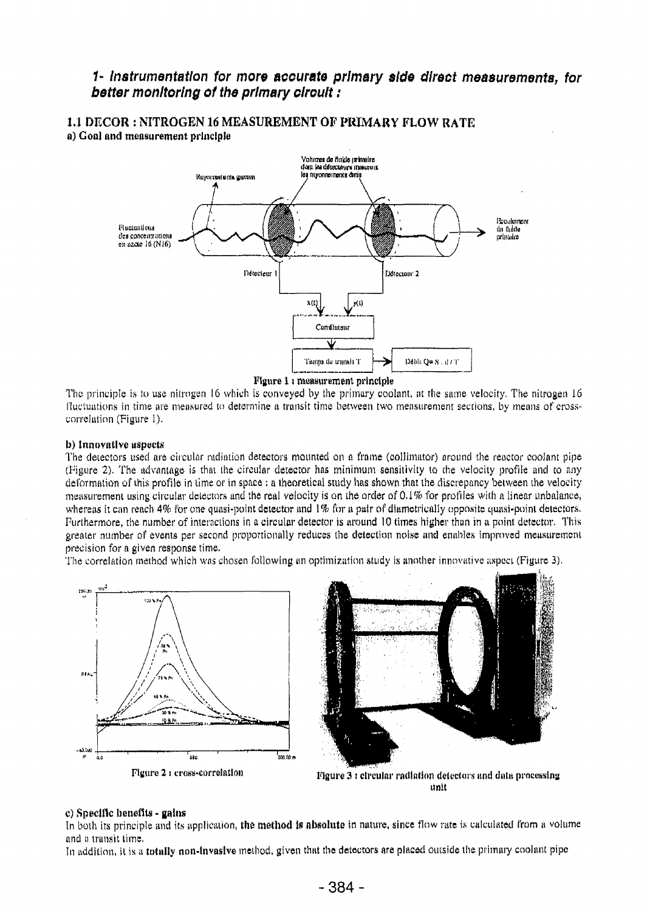## 1- Instrumentation for more accurate primary side direct measurements, for better monitoring of the primary circuit :

### 1.1 DECOR : NITROGEN 16 MEASUREMENT OF PRIMARY FLOW RATE

**a) Goal and measurement principle**

**Figure 1 : measurement principle**

The principle is to use nitrogen 16 which is conveyed by the primary coolant, at the same velocity. The nitrogen 16 fluctuations in time are measured to determine a transit time between two measurement sections, by means of cross-correlation (Figure 1).

**b) Innovative aspects**

The detectors used are circular radiation detectors mounted on a frame (collimator) around the reactor coolant pipe (Figure 2). The advantage is that the circular detector has minimum sensitivity to the velocity profile and to any deformation of this profile in time or in space : a theoretical study has shown that the discrepancy between the velocity measurement using circular detectors and the real velocity is on the order of 0.1% for profiles with a linear unbalance, whereas it can reach 4% for one quasi-point detector and 1% for a pair of diametrically opposite quasi-point detectors. Furthermore, the number of interactions in a circular detector is around 10 times higher than in a point detector. This greater number of events per second proportionally reduces the detection noise and enables improved measurement precision for a given response time.

The correlation method which was chosen following an optimization study is another innovative aspect (Figure 3).

Figure 2 : cross-correlation

Figure 3 : circular radiation detectors and data processing unit

**c) Specific benefits - gains**

In both its principle and its application, **the method is absolute** in nature, since flow rate is calculated from a volume and a transit time.

In addition, it is a **totally non-invasive** method, given that the detectors are placed outside the primary coolant pipe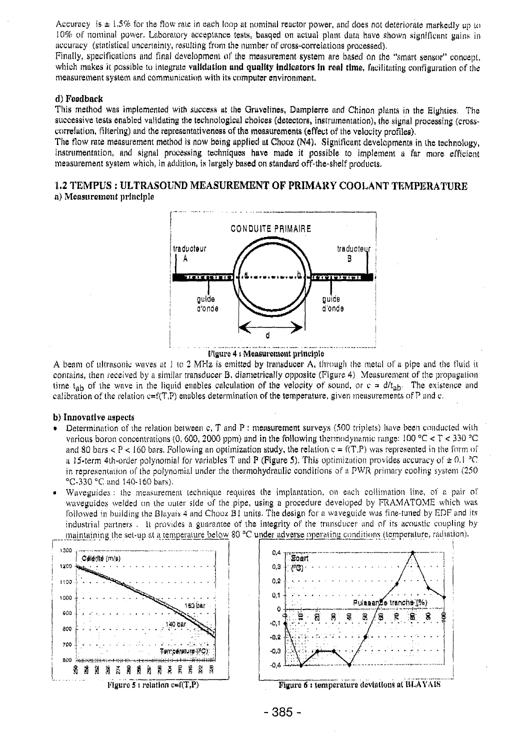Accuracy is ± 1.5% for the flow rate in each loop at nominal reactor power, and does not deteriorate markedly up to 10% of nominal power. Laboratory acceptance tests, basqed on actual plant data have shown significant gains in accuracy (statistical uncertainty, resulting from the number of cross-correlations processed).

Finally, specifications and final development of the measurement system are based on the "smart sensor" concept, which makes it possible to integrate **validation and quality indicators in real time**, facilitating configuration of the measurement system and communication with its computer environment.

#### d) Feedback

This method was implemented with success at the Gravelines, Dampierre and Chinon plants in the Eighties. The successive tests enabled validating the technological choices (detectors, instrumentation), the signal processing (cross-correlation, filtering) and the representativeness of the measurements (effect of the velocity profiles).

The flow rate measurement method is now being applied at Chooz (N4). Significant developments in the technology, instrumentation, and signal processing techniques have made it possible to implement a far more efficient measurement system which, in addition, is largely based on standard off-the-shelf products.

## 1.2 TEMPUS : ULTRASOUND MEASUREMENT OF PRIMARY COOLANT TEMPERATURE

#### a) Measurement principle

Figure 4 : Measurement principle

A beam of ultrasonic waves at 1 to 2 MHz is emitted by transducer A, through the metal of a pipe and the fluid it contains, then received by a similar transducer B, diametrically opposite (Figure 4) Measurement of the propagation time $t_{ab}$ of the wave in the liquid enables calculation of the velocity of sound, or $c = d/t_{ab}$. The existence and calibration of the relation c=f(T,P) enables determination of the temperature, given measurements of P and c.

#### b) Innovative aspects

- Determination of the relation between c, T and P : measurement surveys (500 triplets) have been conducted with various boron concentrations (0, 600, 2000 ppm) and in the following thermodynamic range: 100 °C < T < 330 °C and 80 bars < P < 160 bars. Following an optimization study, the relation c = f(T,P) was represented in the form of a 15-term 4th-order polynomial for variables T and P (Figure 5). This optimization provides accuracy of ± 0.1 °C in representation of the polynomial under the thermohydraulic conditions of a PWR primary cooling system (250 °C-330 °C and 140-160 bars).
- Waveguides : the measurement technique requires the implantation, on each collimation line, of a pair of waveguides welded on the outer side of the pipe, using a procedure developed by FRAMATOME which was followed in building the Blayais 4 and Chooz B1 units. The design for a waveguide was fine-tuned by EDF and its industrial partners . It provides a guarantee of the integrity of the transducer and of its acoustic coupling by maintaining the set-up at a temperature below 80 °C under adverse operating conditions (temperature, radiation).

Figure 5 : relation c=f(T,P)

Figure 6 : temperature deviations at BLAYAIS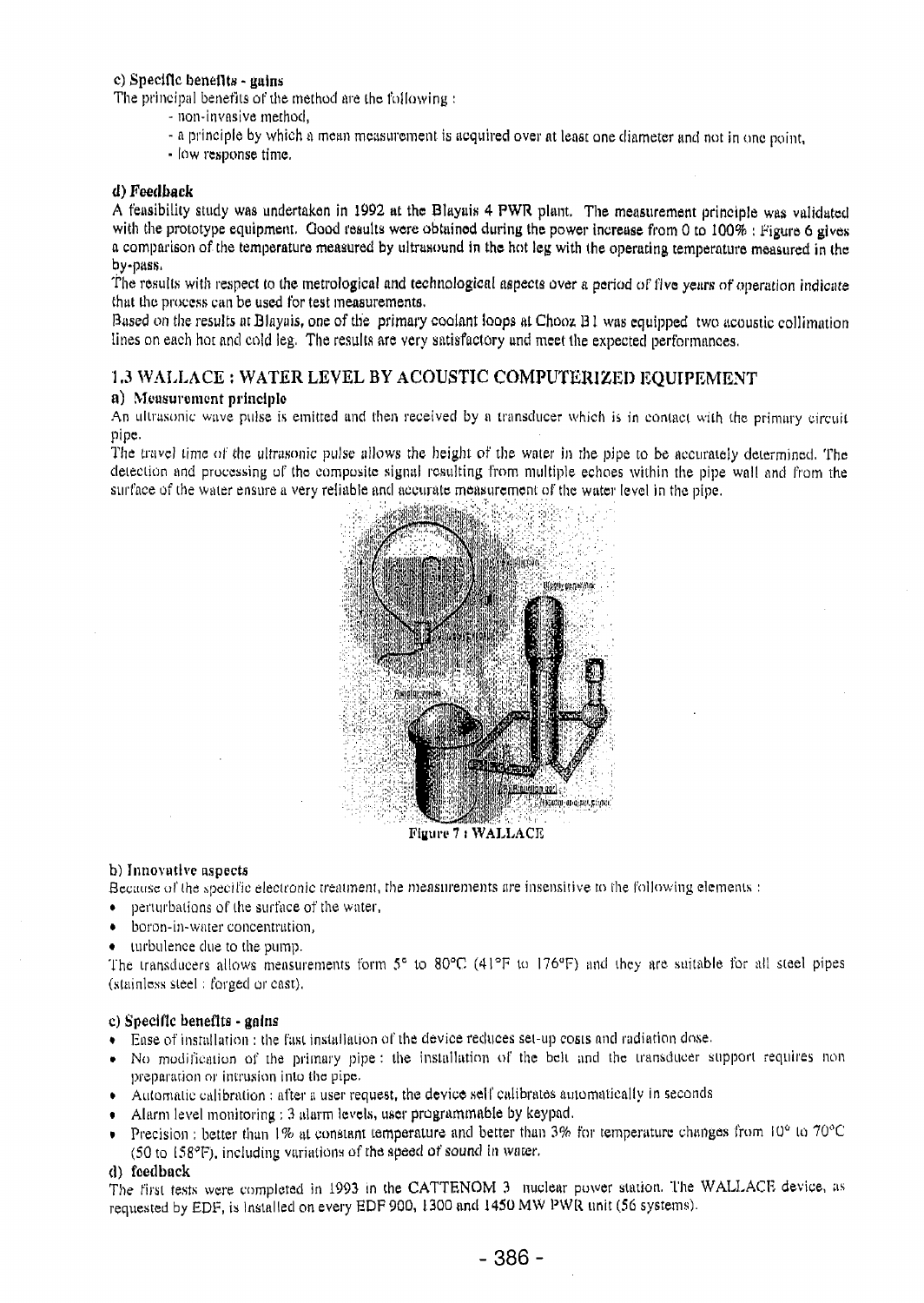#### c) Specific benefits - gains

The principal benefits of the method are the following :

- non-invasive method,
- a principle by which a mean measurement is acquired over at least one diameter and not in one point,
- low response time.

#### d) Feedback

A feasibility study was undertaken in 1992 at the Blayais 4 PWR plant. The measurement principle was validated with the prototype equipment. Good results were obtained during the power increase from 0 to 100% : Figure 6 gives a comparison of the temperature measured by ultrasound in the hot leg with the operating temperature measured in the by-pass.

The results with respect to the metrological and technological aspects over a period of five years of operation indicate that the process can be used for test measurements.

Based on the results at Blayais, one of the primary coolant loops at Chooz B1 was equipped two acoustic collimation lines on each hot and cold leg. The results are very satisfactory and meet the expected performances.

### 1.3 WALLACE : WATER LEVEL BY ACOUSTIC COMPUTERIZED EQUIPEMENT

#### a) Measurement principle

An ultrasonic wave pulse is emitted and then received by a transducer which is in contact with the primary circuit pipe.

The travel time of the ultrasonic pulse allows the height of the water in the pipe to be accurately determined. The detection and processing of the composite signal resulting from multiple echoes within the pipe wall and from the surface of the water ensure a very reliable and accurate measurement of the water level in the pipe.

Figure 7 : WALLACE

#### b) Innovative aspects

Because of the specific electronic treatment, the measurements are insensitive to the following elements :

- perturbations of the surface of the water,
- boron-in-water concentration,
- turbulence due to the pump.

The transducers allows measurements form 5° to 80°C (41°F to 176°F) and they are suitable for all steel pipes (stainless steel : forged or cast).

#### c) Specific benefits - gains

- Ease of installation : the fast installation of the device reduces set-up costs and radiation dose.
- No modification of the primary pipe : the installation of the belt and the transducer support requires non preparation or intrusion into the pipe.
- Automatic calibration : after a user request, the device self calibrates automatically in seconds
- Alarm level monitoring : 3 alarm levels, user programmable by keypad.
- Precision : better than 1% at constant temperature and better than 3% for temperature changes from 10° to 70°C (50 to 158°F), including variations of the speed of sound in water.

#### d) feedback

The first tests were completed in 1993 in the CATTENOM 3 nuclear power station. The WALLACE device, as requested by EDF, is installed on every EDF 900, 1300 and 1450 MW PWR unit (56 systems).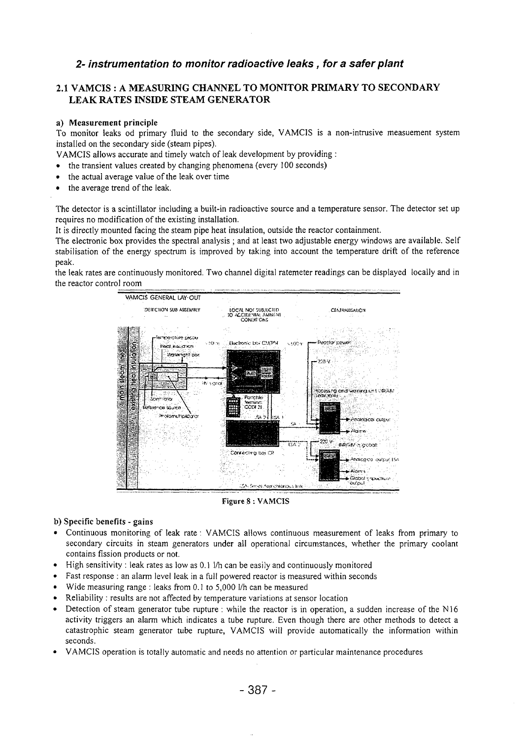## 2- instrumentation to monitor radioactive leaks , for a safer plant

### 2.1 VAMCIS : A MEASURING CHANNEL TO MONITOR PRIMARY TO SECONDARY LEAK RATES INSIDE STEAM GENERATOR

#### a) Measurement principle

To monitor leaks od primary fluid to the secondary side, VAMCIS is a non-intrusive measuement system installed on the secondary side (steam pipes).

VAMCIS allows accurate and timely watch of leak development by providing :

- the transient values created by changing phenomena (every 100 seconds)
- the actual average value of the leak over time
- the average trend of the leak.

The detector is a scintillator including a built-in radioactive source and a temperature sensor. The detector set up requires no modification of the existing installation.

It is directly mounted facing the steam pipe heat insulation, outside the reactor containment.

The electronic box provides the spectral analysis ; and at least two adjustable energy windows are available. Self stabilisation of the energy spectrum is improved by taking into account the temperature drift of the reference peak.

the leak rates are continuously monitored. Two channel digital ratemeter readings can be displayed locally and in the reactor control room

Figure 8 : VAMCIS

#### b) Specific benefits - gains

- Continuous monitoring of leak rate : VAMCIS allows continuous measurement of leaks from primary to secondary circuits in steam generators under all operational circumstances, whether the primary coolant contains fission products or not.
- High sensitivity : leak rates as low as 0.1 l/h can be easily and continuously monitored
- Fast response : an alarm level leak in a full powered reactor is measured within seconds
- Wide measuring range : leaks from 0.1 to 5,000 l/h can be measured
- Reliability : results are not affected by temperature variations at sensor location
- Detection of steam generator tube rupture : while the reactor is in operation, a sudden increase of the N16 activity triggers an alarm which indicates a tube rupture. Even though there are other methods to detect a catastrophic steam generator tube rupture, VAMCIS will provide automatically the information within seconds.
- VAMCIS operation is totally automatic and needs no attention or particular maintenance procedures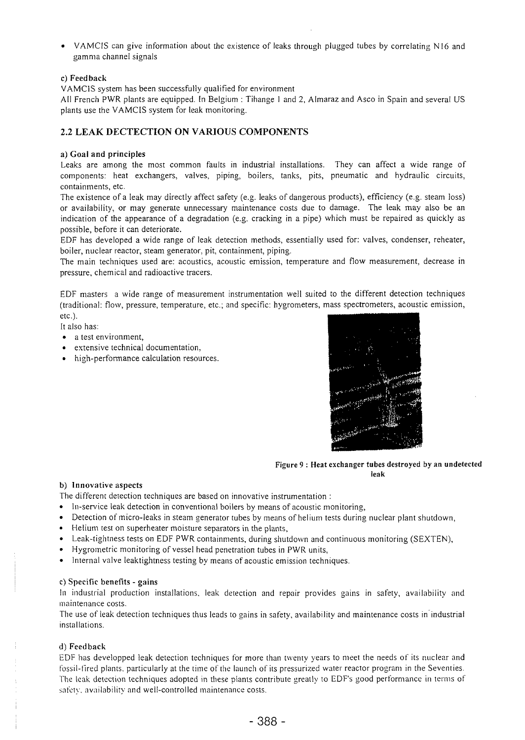- VAMCIS can give information about the existence of leaks through plugged tubes by correlating N16 and gamma channel signals

#### c) Feedback

VAMCIS system has been successfully qualified for environment

All French PWR plants are equipped. In Belgium : Tihange 1 and 2, Almaraz and Asco in Spain and several US plants use the VAMCIS system for leak monitoring.

## 2.2 LEAK DECTECTION ON VARIOUS COMPONENTS

#### a) Goal and principles

Leaks are among the most common faults in industrial installations. They can affect a wide range of components: heat exchangers, valves, piping, boilers, tanks, pits, pneumatic and hydraulic circuits, containments, etc.

The existence of a leak may directly affect safety (e.g. leaks of dangerous products), efficiency (e.g. steam loss) or availability, or may generate unnecessary maintenance costs due to damage. The leak may also be an indication of the appearance of a degradation (e.g. cracking in a pipe) which must be repaired as quickly as possible, before it can deteriorate.

EDF has developed a wide range of leak detection methods, essentially used for: valves, condenser, reheater, boiler, nuclear reactor, steam generator, pit, containment, piping.

The main techniques used are: acoustics, acoustic emission, temperature and flow measurement, decrease in pressure, chemical and radioactive tracers.

EDF masters a wide range of measurement instrumentation well suited to the different detection techniques (traditional: flow, pressure, temperature, etc.; and specific: hygrometers, mass spectrometers, acoustic emission, etc.).

It also has:

- a test environment,
- extensive technical documentation,
- high-performance calculation resources.

**Figure 9 : Heat exchanger tubes destroyed by an undetected leak**

#### b) Innovative aspects

The different detection techniques are based on innovative instrumentation :

- In-service leak detection in conventional boilers by means of acoustic monitoring,
- Detection of micro-leaks in steam generator tubes by means of helium tests during nuclear plant shutdown,
- Helium test on superheater moisture separators in the plants,
- Leak-tightness tests on EDF PWR containments, during shutdown and continuous monitoring (SEXTEN),
- Hygrometric monitoring of vessel head penetration tubes in PWR units,
- Internal valve leaktightness testing by means of acoustic emission techniques.

#### c) Specific benefits - gains

In industrial production installations, leak detection and repair provides gains in safety, availability and maintenance costs.

The use of leak detection techniques thus leads to gains in safety, availability and maintenance costs in industrial installations.

#### d) Feedback

EDF has developped leak detection techniques for more than twenty years to meet the needs of its nuclear and fossil-fired plants, particularly at the time of the launch of its pressurized water reactor program in the Seventies. The leak detection techniques adopted in these plants contribute greatly to EDF's good performance in terms of safety, availability and well-controlled maintenance costs.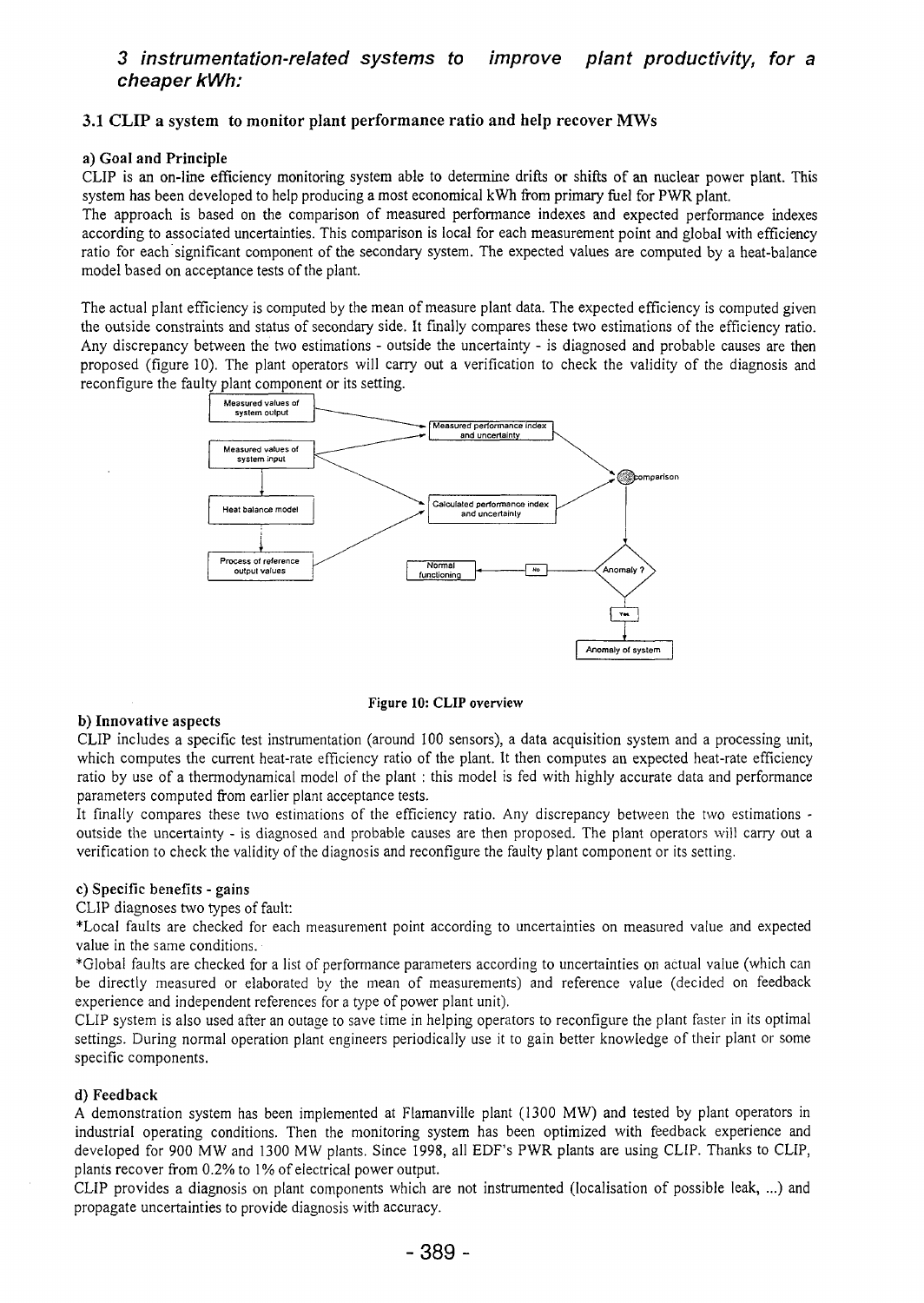## 3 instrumentation-related systems to improve plant productivity, for a cheaper kWh:

### 3.1 CLIP a system to monitor plant performance ratio and help recover MWs

#### a) Goal and Principle

CLIP is an on-line efficiency monitoring system able to determine drifts or shifts of an nuclear power plant. This system has been developed to help producing a most economical kWh from primary fuel for PWR plant.

The approach is based on the comparison of measured performance indexes and expected performance indexes according to associated uncertainties. This comparison is local for each measurement point and global with efficiency ratio for each significant component of the secondary system. The expected values are computed by a heat-balance model based on acceptance tests of the plant.

The actual plant efficiency is computed by the mean of measure plant data. The expected efficiency is computed given the outside constraints and status of secondary side. It finally compares these two estimations of the efficiency ratio. Any discrepancy between the two estimations - outside the uncertainty - is diagnosed and probable causes are then proposed (figure 10). The plant operators will carry out a verification to check the validity of the diagnosis and reconfigure the faulty plant component or its setting.

Measured values of system output

Measured values of system input

Heat balance model

Process of reference output values

Measured performance index and uncertainty

Calculated performance index and uncertainty

Comparison

Anomaly ?

No

Normal functioning

Yes

Anomaly of system

Figure 10: CLIP overview

#### b) Innovative aspects

CLIP includes a specific test instrumentation (around 100 sensors), a data acquisition system and a processing unit, which computes the current heat-rate efficiency ratio of the plant. It then computes an expected heat-rate efficiency ratio by use of a thermodynamical model of the plant : this model is fed with highly accurate data and performance parameters computed from earlier plant acceptance tests.

It finally compares these two estimations of the efficiency ratio. Any discrepancy between the two estimations - outside the uncertainty - is diagnosed and probable causes are then proposed. The plant operators will carry out a verification to check the validity of the diagnosis and reconfigure the faulty plant component or its setting.

#### c) Specific benefits - gains

CLIP diagnoses two types of fault:

*Local faults are checked for each measurement point according to uncertainties on measured value and expected value in the same conditions.

*Global faults are checked for a list of performance parameters according to uncertainties on actual value (which can be directly measured or elaborated by the mean of measurements) and reference value (decided on feedback experience and independent references for a type of power plant unit).

CLIP system is also used after an outage to save time in helping operators to reconfigure the plant faster in its optimal settings. During normal operation plant engineers periodically use it to gain better knowledge of their plant or some specific components.

#### d) Feedback

A demonstration system has been implemented at Flamanville plant (1300 MW) and tested by plant operators in industrial operating conditions. Then the monitoring system has been optimized with feedback experience and developed for 900 MW and 1300 MW plants. Since 1998, all EDF's PWR plants are using CLIP. Thanks to CLIP, plants recover from 0.2% to 1% of electrical power output.

CLIP provides a diagnosis on plant components which are not instrumented (localisation of possible leak, ...) and propagate uncertainties to provide diagnosis with accuracy.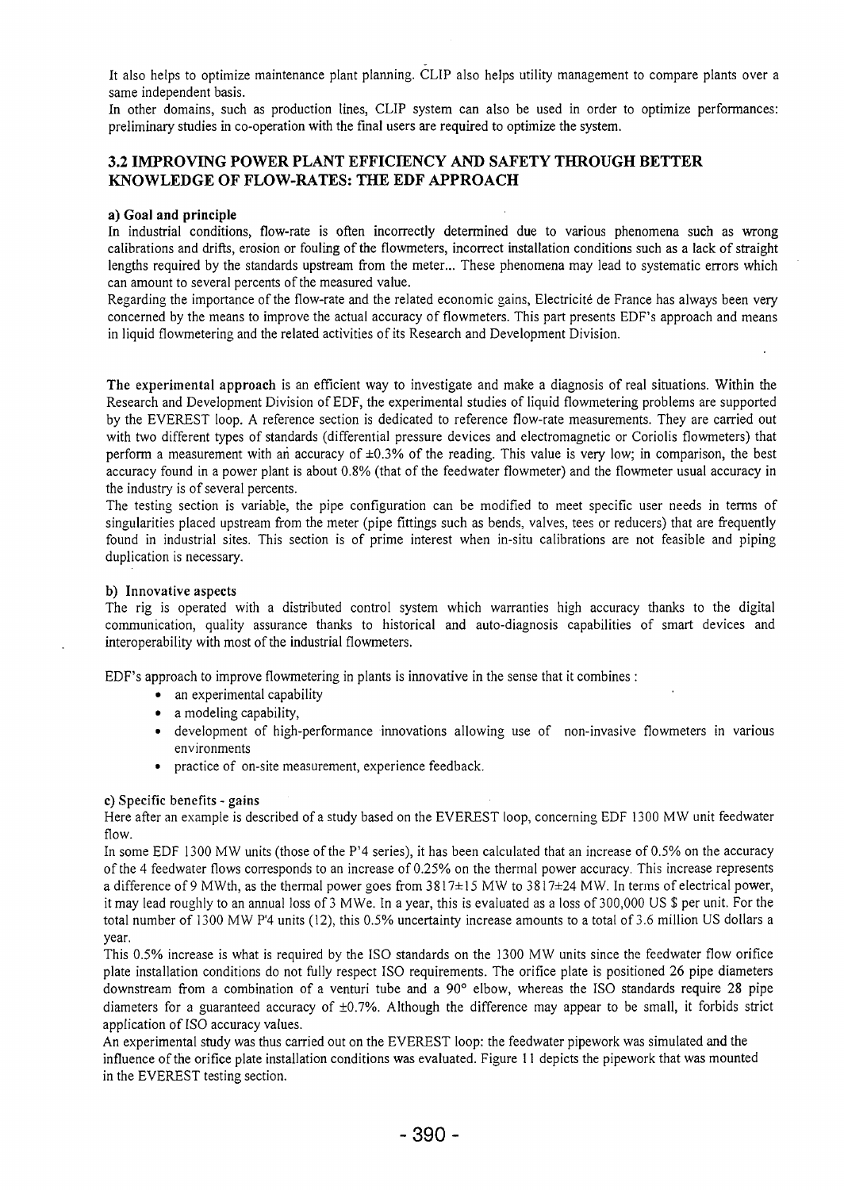It also helps to optimize maintenance plant planning. CLIP also helps utility management to compare plants over a same independent basis.

In other domains, such as production lines, CLIP system can also be used in order to optimize performances: preliminary studies in co-operation with the final users are required to optimize the system.

## 3.2 IMPROVING POWER PLANT EFFICIENCY AND SAFETY THROUGH BETTER KNOWLEDGE OF FLOW-RATES: THE EDF APPROACH

**a) Goal and principle**

In industrial conditions, flow-rate is often incorrectly determined due to various phenomena such as wrong calibrations and drifts, erosion or fouling of the flowmeters, incorrect installation conditions such as a lack of straight lengths required by the standards upstream from the meter... These phenomena may lead to systematic errors which can amount to several percents of the measured value.

Regarding the importance of the flow-rate and the related economic gains, Electricité de France has always been very concerned by the means to improve the actual accuracy of flowmeters. This part presents EDF's approach and means in liquid flowmetering and the related activities of its Research and Development Division.

**The experimental approach** is an efficient way to investigate and make a diagnosis of real situations. Within the Research and Development Division of EDF, the experimental studies of liquid flowmetering problems are supported by the EVEREST loop. A reference section is dedicated to reference flow-rate measurements. They are carried out with two different types of standards (differential pressure devices and electromagnetic or Coriolis flowmeters) that perform a measurement with an accuracy of ±0.3% of the reading. This value is very low; in comparison, the best accuracy found in a power plant is about 0.8% (that of the feedwater flowmeter) and the flowmeter usual accuracy in the industry is of several percents.

The testing section is variable, the pipe configuration can be modified to meet specific user needs in terms of singularities placed upstream from the meter (pipe fittings such as bends, valves, tees or reducers) that are frequently found in industrial sites. This section is of prime interest when in-situ calibrations are not feasible and piping duplication is necessary.

**b) Innovative aspects**

The rig is operated with a distributed control system which warranties high accuracy thanks to the digital communication, quality assurance thanks to historical and auto-diagnosis capabilities of smart devices and interoperability with most of the industrial flowmeters.

EDF's approach to improve flowmetering in plants is innovative in the sense that it combines :

- an experimental capability
- a modeling capability,
- development of high-performance innovations allowing use of non-invasive flowmeters in various environments
- practice of on-site measurement, experience feedback.

**c) Specific benefits - gains**

Here after an example is described of a study based on the EVEREST loop, concerning EDF 1300 MW unit feedwater flow.

In some EDF 1300 MW units (those of the P'4 series), it has been calculated that an increase of 0.5% on the accuracy of the 4 feedwater flows corresponds to an increase of 0.25% on the thermal power accuracy. This increase represents a difference of 9 MWth, as the thermal power goes from 3817±15 MW to 3817±24 MW. In terms of electrical power, it may lead roughly to an annual loss of 3 MWe. In a year, this is evaluated as a loss of 300,000 US $ per unit. For the total number of 1300 MW P'4 units (12), this 0.5% uncertainty increase amounts to a total of 3.6 million US dollars a year.

This 0.5% increase is what is required by the ISO standards on the 1300 MW units since the feedwater flow orifice plate installation conditions do not fully respect ISO requirements. The orifice plate is positioned 26 pipe diameters downstream from a combination of a venturi tube and a 90° elbow, whereas the ISO standards require 28 pipe diameters for a guaranteed accuracy of ±0.7%. Although the difference may appear to be small, it forbids strict application of ISO accuracy values.

An experimental study was thus carried out on the EVEREST loop: the feedwater pipework was simulated and the influence of the orifice plate installation conditions was evaluated. Figure 11 depicts the pipework that was mounted in the EVEREST testing section.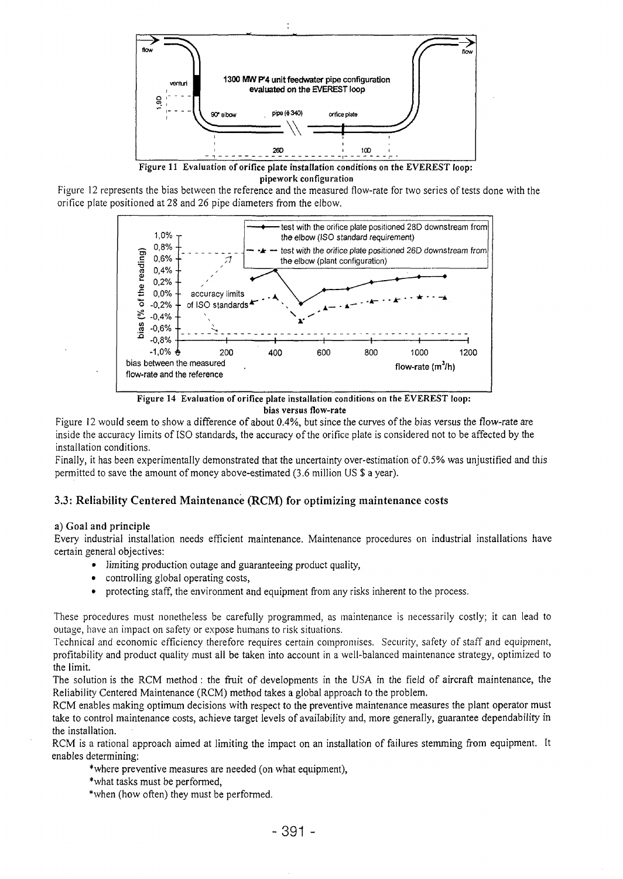**Figure 11 Evaluation of orifice plate installation conditions on the EVEREST loop: pipework configuration**

Figure 12 represents the bias between the reference and the measured flow-rate for two series of tests done with the orifice plate positioned at 28 and 26 pipe diameters from the elbow.

**Figure 14 Evaluation of orifice plate installation conditions on the EVEREST loop: bias versus flow-rate**

Figure 12 would seem to show a difference of about 0.4%, but since the curves of the bias versus the flow-rate are inside the accuracy limits of ISO standards, the accuracy of the orifice plate is considered not to be affected by the installation conditions.

Finally, it has been experimentally demonstrated that the uncertainty over-estimation of 0.5% was unjustified and this permitted to save the amount of money above-estimated (3.6 million US $ a year).

## 3.3: Reliability Centered Maintenance (RCM) for optimizing maintenance costs

### a) Goal and principle

Every industrial installation needs efficient maintenance. Maintenance procedures on industrial installations have certain general objectives:

- limiting production outage and guaranteeing product quality,
- controlling global operating costs,
- protecting staff, the environment and equipment from any risks inherent to the process.

These procedures must nonetheless be carefully programmed, as maintenance is necessarily costly; it can lead to outage, have an impact on safety or expose humans to risk situations.

Technical and economic efficiency therefore requires certain compromises. Security, safety of staff and equipment, profitability and product quality must all be taken into account in a well-balanced maintenance strategy, optimized to the limit.

The solution is the RCM method : the fruit of developments in the USA in the field of aircraft maintenance, the Reliability Centered Maintenance (RCM) method takes a global approach to the problem.

RCM enables making optimum decisions with respect to the preventive maintenance measures the plant operator must take to control maintenance costs, achieve target levels of availability and, more generally, guarantee dependability in the installation.

RCM is a rational approach aimed at limiting the impact on an installation of failures stemming from equipment. It enables determining:

*where preventive measures are needed (on what equipment),

*what tasks must be performed,

*when (how often) they must be performed.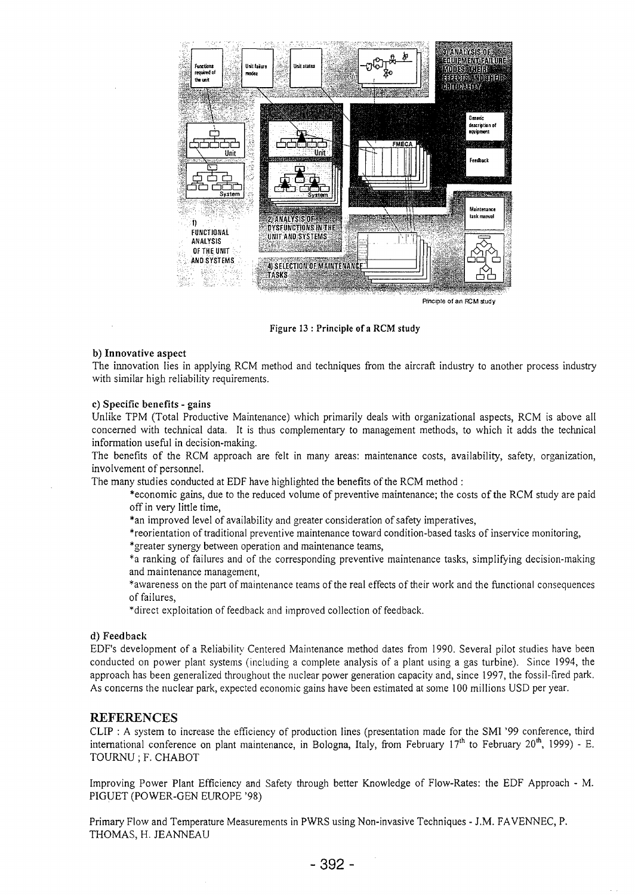Functions required of the unit

Unit failure modes

Unit states

3) ANALYSIS OF EQUIPMENT FAILURE MODES, THEIR EFFECTS AND THEIR CRITICALITY

Generic description of equipment

FMECA

Unit

Feedback

Unit

System

System

Maintenance task manual

1) FUNCTIONAL ANALYSIS OF THE UNIT AND SYSTEMS

2) ANALYSIS OF DYSFUNCTIONS IN THE UNIT AND SYSTEMS

4) SELECTION OF MAINTENANCE TASKS

Principle of an RCM study

Figure 13 : Principle of a RCM study

**b) Innovative aspect**

The innovation lies in applying RCM method and techniques from the aircraft industry to another process industry with similar high reliability requirements.

**c) Specific benefits - gains**

Unlike TPM (Total Productive Maintenance) which primarily deals with organizational aspects, RCM is above all concerned with technical data. It is thus complementary to management methods, to which it adds the technical information useful in decision-making.

The benefits of the RCM approach are felt in many areas: maintenance costs, availability, safety, organization, involvement of personnel.

The many studies conducted at EDF have highlighted the benefits of the RCM method :

*economic gains, due to the reduced volume of preventive maintenance; the costs of the RCM study are paid off in very little time,

*an improved level of availability and greater consideration of safety imperatives,

*reorientation of traditional preventive maintenance toward condition-based tasks of inservice monitoring,

*greater synergy between operation and maintenance teams,

*a ranking of failures and of the corresponding preventive maintenance tasks, simplifying decision-making and maintenance management,

*awareness on the part of maintenance teams of the real effects of their work and the functional consequences of failures,

*direct exploitation of feedback and improved collection of feedback.

**d) Feedback**

EDF's development of a Reliability Centered Maintenance method dates from 1990. Several pilot studies have been conducted on power plant systems (including a complete analysis of a plant using a gas turbine). Since 1994, the approach has been generalized throughout the nuclear power generation capacity and, since 1997, the fossil-fired park. As concerns the nuclear park, expected economic gains have been estimated at some 100 millions USD per year.

## REFERENCES

CLIP : A system to increase the efficiency of production lines (presentation made for the SMI '99 conference, third international conference on plant maintenance, in Bologna, Italy, from February 17th to February 20th, 1999) - E. TOURNU ; F. CHABOT

Improving Power Plant Efficiency and Safety through better Knowledge of Flow-Rates: the EDF Approach - M. PIGUET (POWER-GEN EUROPE '98)

Primary Flow and Temperature Measurements in PWRS using Non-invasive Techniques - J.M. FAVENNEC, P. THOMAS, H. JEANNEAU